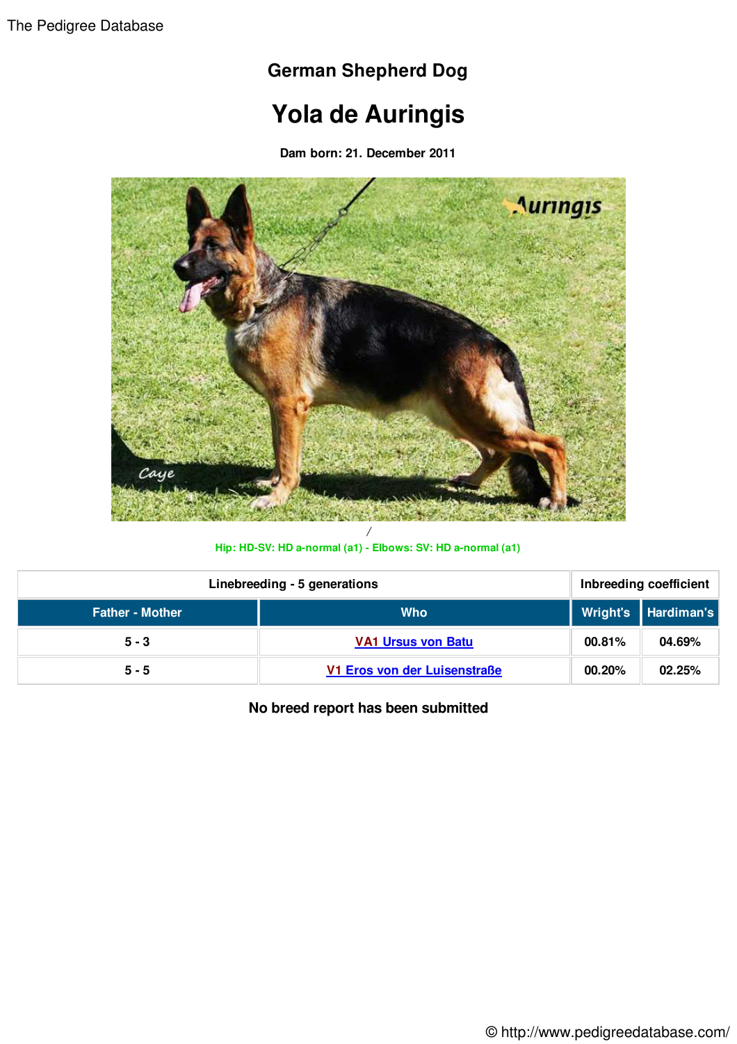German Shepherd Dog

# Yola de Auringis

**Dam born: 21. December 2011**

/

Hip: HD-SV: HD a-normal (a1) - Elbows: SV: HD a-normal (a1)

| Linebreeding - 5 generations | | Inbreeding coefficient | |
|---|---|---|---|
| **Father - Mother** | **Who** | **Wright's** | **Hardiman's** |
| 5 - 3 | VA1 Ursus von Batu | 00.81% | 04.69% |
| 5 - 5 | V1 Eros von der Luisenstraße | 00.20% | 02.25% |

**No breed report has been submitted**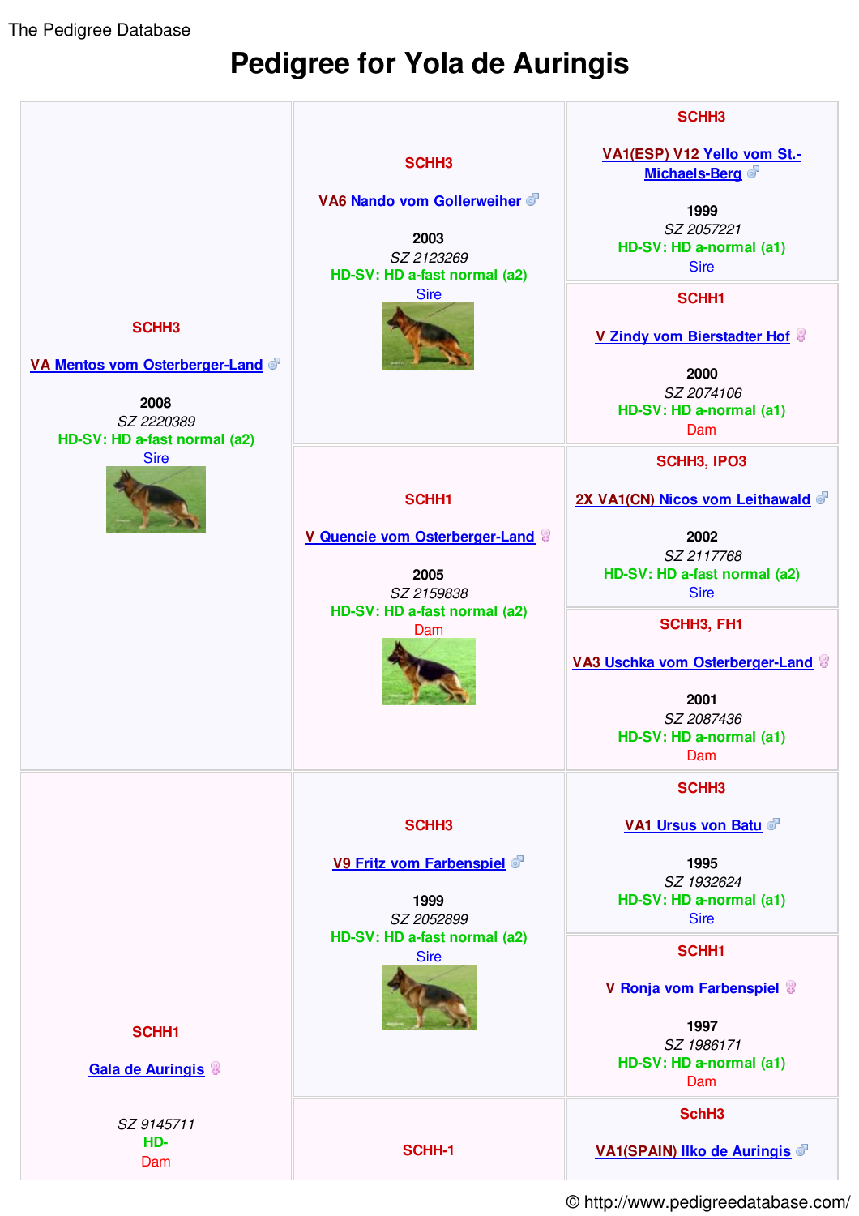The Pedigree Database

# Pedigree for Yola de Auringis

| | | |
|---|---|---|
| SCHH3<br><br>VA Mentos vom Osterberger-Land ♂<br><br>2008<br>*SZ 2220389*<br>HD-SV: HD a-fast normal (a2)<br>Sire | SCHH3<br><br>VA6 Nando vom Gollerweiher ♂<br><br>2003<br>*SZ 2123269*<br>HD-SV: HD a-fast normal (a2)<br>Sire | SCHH3<br><br>VA1(ESP) V12 Yello vom St.-Michaels-Berg ♂<br><br>1999<br>*SZ 2057221*<br>HD-SV: HD a-normal (a1)<br>Sire |
| | | SCHH1<br><br>V Zindy vom Bierstadter Hof ♀<br><br>2000<br>*SZ 2074106*<br>HD-SV: HD a-normal (a1)<br>Dam |
| | SCHH1<br><br>V Quencie vom Osterberger-Land ♀<br><br>2005<br>*SZ 2159838*<br>HD-SV: HD a-fast normal (a2)<br>Dam | SCHH3, IPO3<br><br>2X VA1(CN) Nicos vom Leithawald ♂<br><br>2002<br>*SZ 2117768*<br>HD-SV: HD a-fast normal (a2)<br>Sire |
| | | SCHH3, FH1<br><br>VA3 Uschka vom Osterberger-Land ♀<br><br>2001<br>*SZ 2087436*<br>HD-SV: HD a-normal (a1)<br>Dam |
| SCHH1<br><br>Gala de Auringis ♀<br><br>*SZ 9145711*<br>HD-<br>Dam | SCHH3<br><br>V9 Fritz vom Farbenspiel ♂<br><br>1999<br>*SZ 2052899*<br>HD-SV: HD a-fast normal (a2)<br>Sire | SCHH3<br><br>VA1 Ursus von Batu ♂<br><br>1995<br>*SZ 1932624*<br>HD-SV: HD a-normal (a1)<br>Sire |
| | | SCHH1<br><br>V Ronja vom Farbenspiel ♀<br><br>1997<br>*SZ 1986171*<br>HD-SV: HD a-normal (a1)<br>Dam |
| | SCHH-1 | SchH3<br><br>VA1(SPAIN) Ilko de Auringis ♂ |

© http://www.pedigreedatabase.com/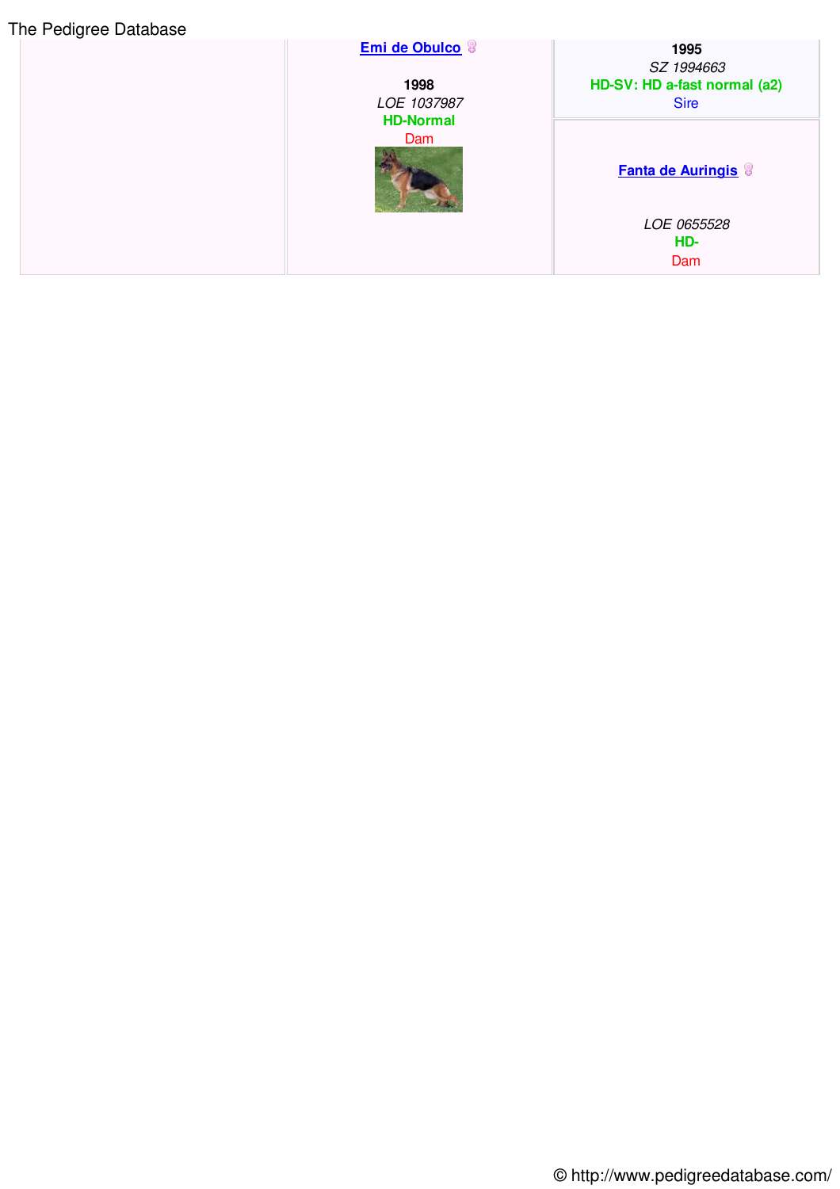| | | |
|---|---|---|
| | **Emi de Obulco**<br><br>**1998**<br>*LOE 1037987*<br>**HD-Normal**<br>Dam | **1995**<br>*SZ 1994663*<br>**HD-SV: HD a-fast normal (a2)**<br>Sire |
| | | **Fanta de Auringis**<br><br>*LOE 0655528*<br>**HD-**<br>Dam |

© http://www.pedigreedatabase.com/